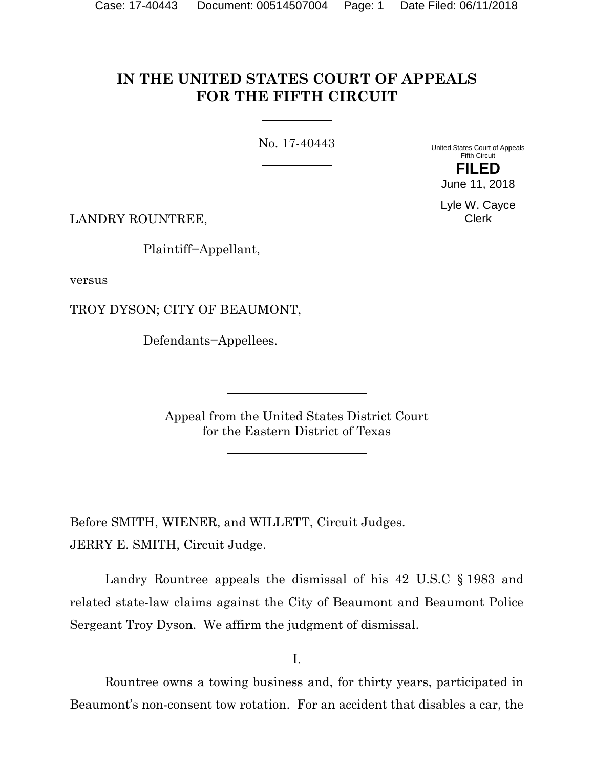# IN THE UNITED STATES COURT OF APPEALS FOR THE FIFTH CIRCUIT

No. 17-40443

United States Court of Appeals
Fifth Circuit

**FILED**

June 11, 2018

Lyle W. Cayce
Clerk

LANDRY ROUNTREE,

Plaintiff−Appellant,

versus

TROY DYSON; CITY OF BEAUMONT,

Defendants−Appellees.

Appeal from the United States District Court
for the Eastern District of Texas

Before SMITH, WIENER, and WILLETT, Circuit Judges.

JERRY E. SMITH, Circuit Judge.

Landry Rountree appeals the dismissal of his 42 U.S.C § 1983 and related state-law claims against the City of Beaumont and Beaumont Police Sergeant Troy Dyson. We affirm the judgment of dismissal.

I.

Rountree owns a towing business and, for thirty years, participated in Beaumont's non-consent tow rotation. For an accident that disables a car, the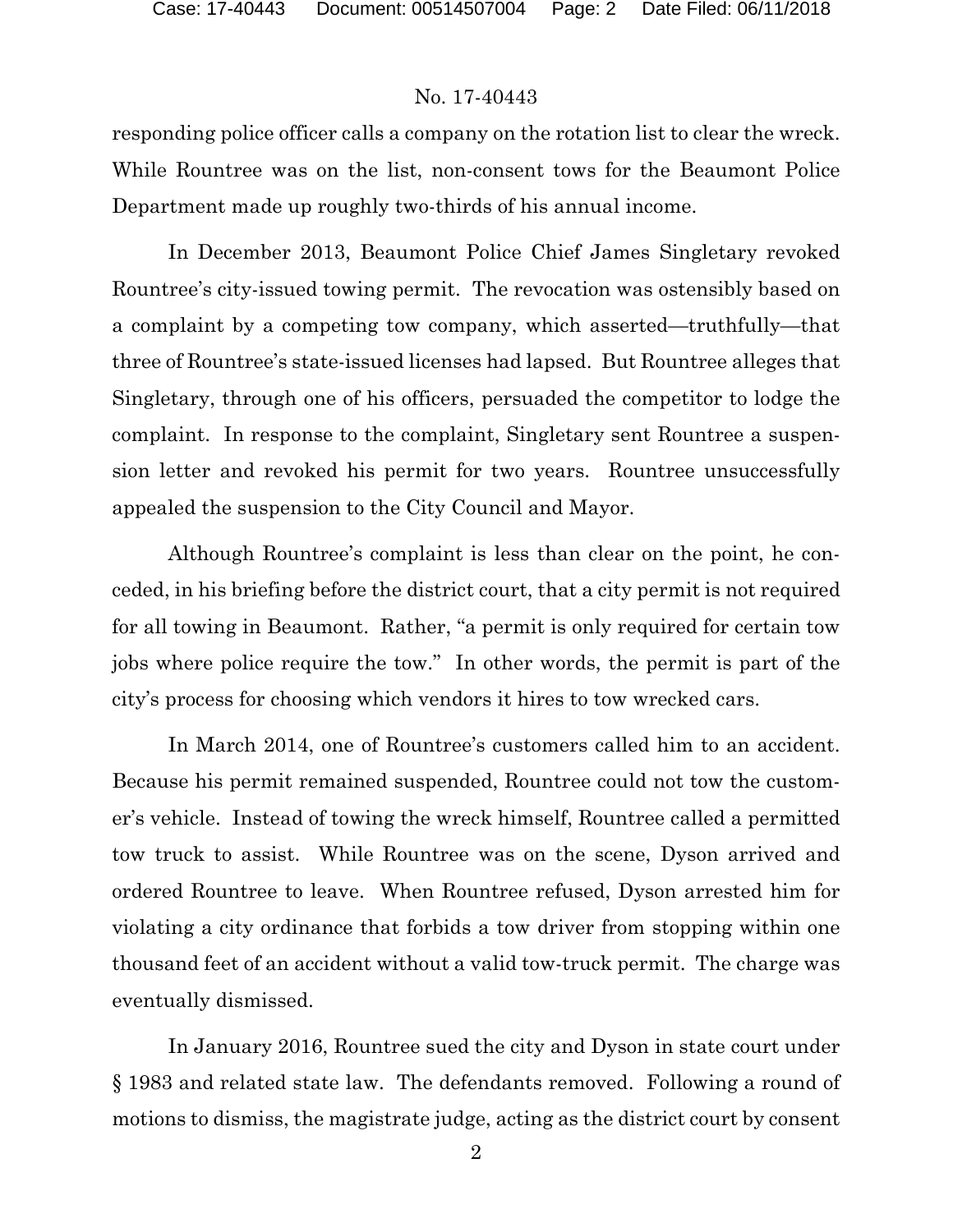responding police officer calls a company on the rotation list to clear the wreck. While Rountree was on the list, non-consent tows for the Beaumont Police Department made up roughly two-thirds of his annual income.

In December 2013, Beaumont Police Chief James Singletary revoked Rountree's city-issued towing permit. The revocation was ostensibly based on a complaint by a competing tow company, which asserted—truthfully—that three of Rountree's state-issued licenses had lapsed. But Rountree alleges that Singletary, through one of his officers, persuaded the competitor to lodge the complaint. In response to the complaint, Singletary sent Rountree a suspension letter and revoked his permit for two years. Rountree unsuccessfully appealed the suspension to the City Council and Mayor.

Although Rountree's complaint is less than clear on the point, he conceded, in his briefing before the district court, that a city permit is not required for all towing in Beaumont. Rather, "a permit is only required for certain tow jobs where police require the tow." In other words, the permit is part of the city's process for choosing which vendors it hires to tow wrecked cars.

In March 2014, one of Rountree's customers called him to an accident. Because his permit remained suspended, Rountree could not tow the customer's vehicle. Instead of towing the wreck himself, Rountree called a permitted tow truck to assist. While Rountree was on the scene, Dyson arrived and ordered Rountree to leave. When Rountree refused, Dyson arrested him for violating a city ordinance that forbids a tow driver from stopping within one thousand feet of an accident without a valid tow-truck permit. The charge was eventually dismissed.

In January 2016, Rountree sued the city and Dyson in state court under § 1983 and related state law. The defendants removed. Following a round of motions to dismiss, the magistrate judge, acting as the district court by consent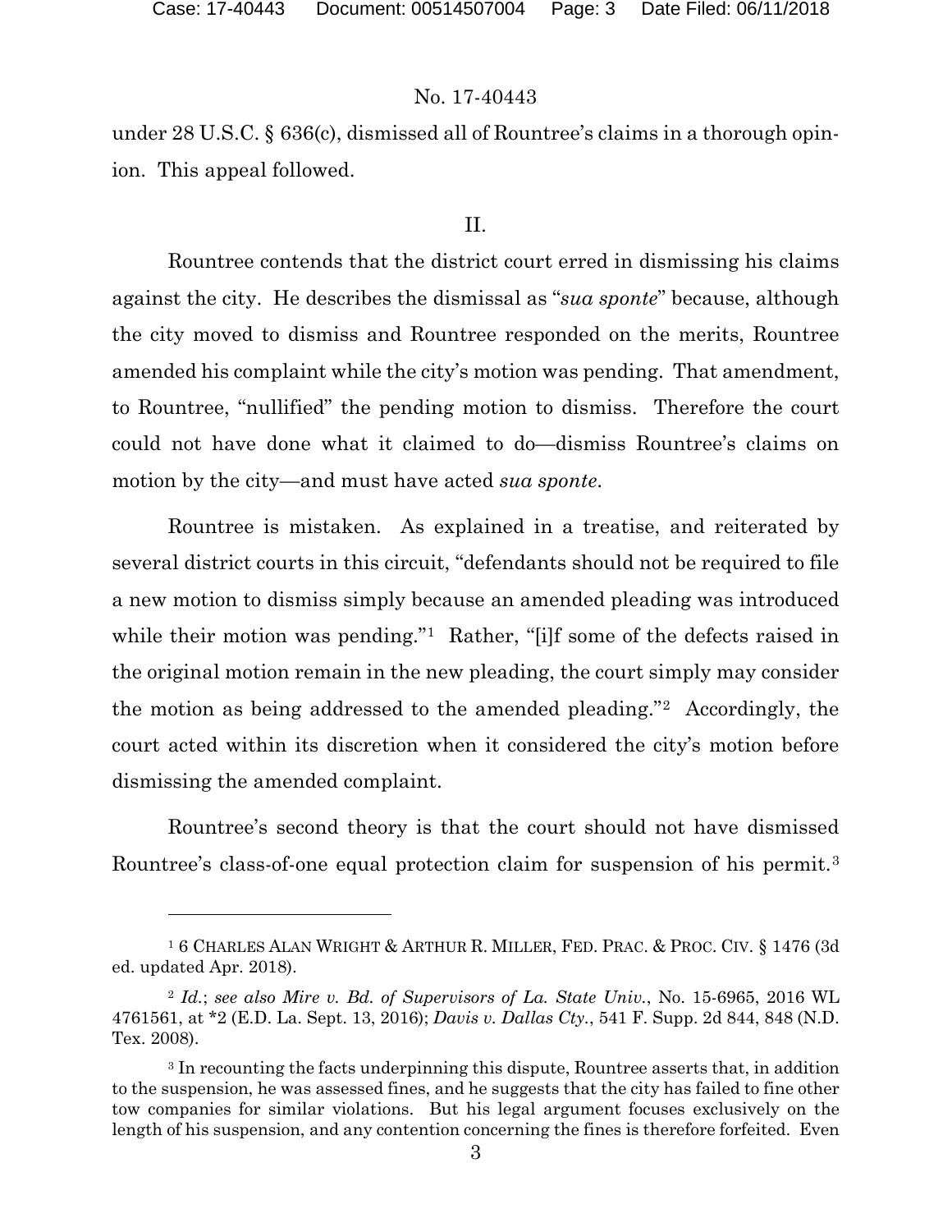under 28 U.S.C. § 636(c), dismissed all of Rountree's claims in a thorough opinion. This appeal followed.

## II.

Rountree contends that the district court erred in dismissing his claims against the city. He describes the dismissal as "*sua sponte*" because, although the city moved to dismiss and Rountree responded on the merits, Rountree amended his complaint while the city's motion was pending. That amendment, to Rountree, "nullified" the pending motion to dismiss. Therefore the court could not have done what it claimed to do—dismiss Rountree's claims on motion by the city—and must have acted *sua sponte*.

Rountree is mistaken. As explained in a treatise, and reiterated by several district courts in this circuit, "defendants should not be required to file a new motion to dismiss simply because an amended pleading was introduced while their motion was pending."[1] Rather, "[i]f some of the defects raised in the original motion remain in the new pleading, the court simply may consider the motion as being addressed to the amended pleading."[2] Accordingly, the court acted within its discretion when it considered the city's motion before dismissing the amended complaint.

Rountree's second theory is that the court should not have dismissed Rountree's class-of-one equal protection claim for suspension of his permit.[3]

---

[1] 6 CHARLES ALAN WRIGHT & ARTHUR R. MILLER, FED. PRAC. & PROC. CIV. § 1476 (3d ed. updated Apr. 2018).

[2] *Id.*; *see also Mire v. Bd. of Supervisors of La. State Univ.*, No. 15-6965, 2016 WL 4761561, at *2 (E.D. La. Sept. 13, 2016); *Davis v. Dallas Cty.*, 541 F. Supp. 2d 844, 848 (N.D. Tex. 2008).

[3] In recounting the facts underpinning this dispute, Rountree asserts that, in addition to the suspension, he was assessed fines, and he suggests that the city has failed to fine other tow companies for similar violations. But his legal argument focuses exclusively on the length of his suspension, and any contention concerning the fines is therefore forfeited. Even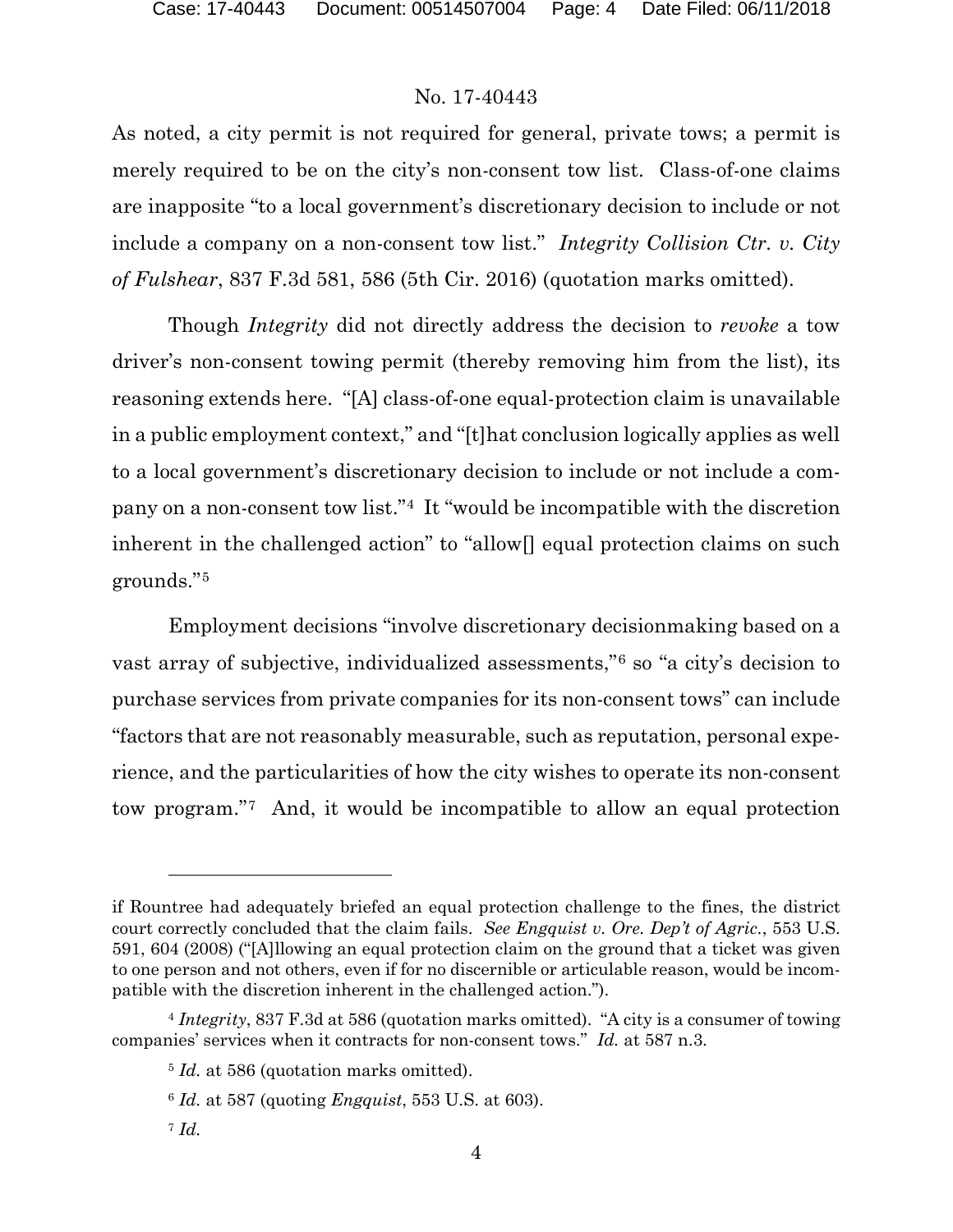As noted, a city permit is not required for general, private tows; a permit is merely required to be on the city's non-consent tow list. Class-of-one claims are inapposite "to a local government's discretionary decision to include or not include a company on a non-consent tow list." *Integrity Collision Ctr. v. City of Fulshear*, 837 F.3d 581, 586 (5th Cir. 2016) (quotation marks omitted).

Though *Integrity* did not directly address the decision to *revoke* a tow driver's non-consent towing permit (thereby removing him from the list), its reasoning extends here. "[A] class-of-one equal-protection claim is unavailable in a public employment context," and "[t]hat conclusion logically applies as well to a local government's discretionary decision to include or not include a company on a non-consent tow list."[4] It "would be incompatible with the discretion inherent in the challenged action" to "allow[] equal protection claims on such grounds."[5]

Employment decisions "involve discretionary decisionmaking based on a vast array of subjective, individualized assessments,"[6] so "a city's decision to purchase services from private companies for its non-consent tows" can include "factors that are not reasonably measurable, such as reputation, personal experience, and the particularities of how the city wishes to operate its non-consent tow program."[7] And, it would be incompatible to allow an equal protection

---

if Rountree had adequately briefed an equal protection challenge to the fines, the district court correctly concluded that the claim fails. *See Engquist v. Ore. Dep't of Agric.*, 553 U.S. 591, 604 (2008) ("[A]llowing an equal protection claim on the ground that a ticket was given to one person and not others, even if for no discernible or articulable reason, would be incompatible with the discretion inherent in the challenged action.").

[4] *Integrity*, 837 F.3d at 586 (quotation marks omitted). "A city is a consumer of towing companies' services when it contracts for non-consent tows." *Id.* at 587 n.3.

[5] *Id.* at 586 (quotation marks omitted).

[6] *Id.* at 587 (quoting *Engquist*, 553 U.S. at 603).

[7] *Id.*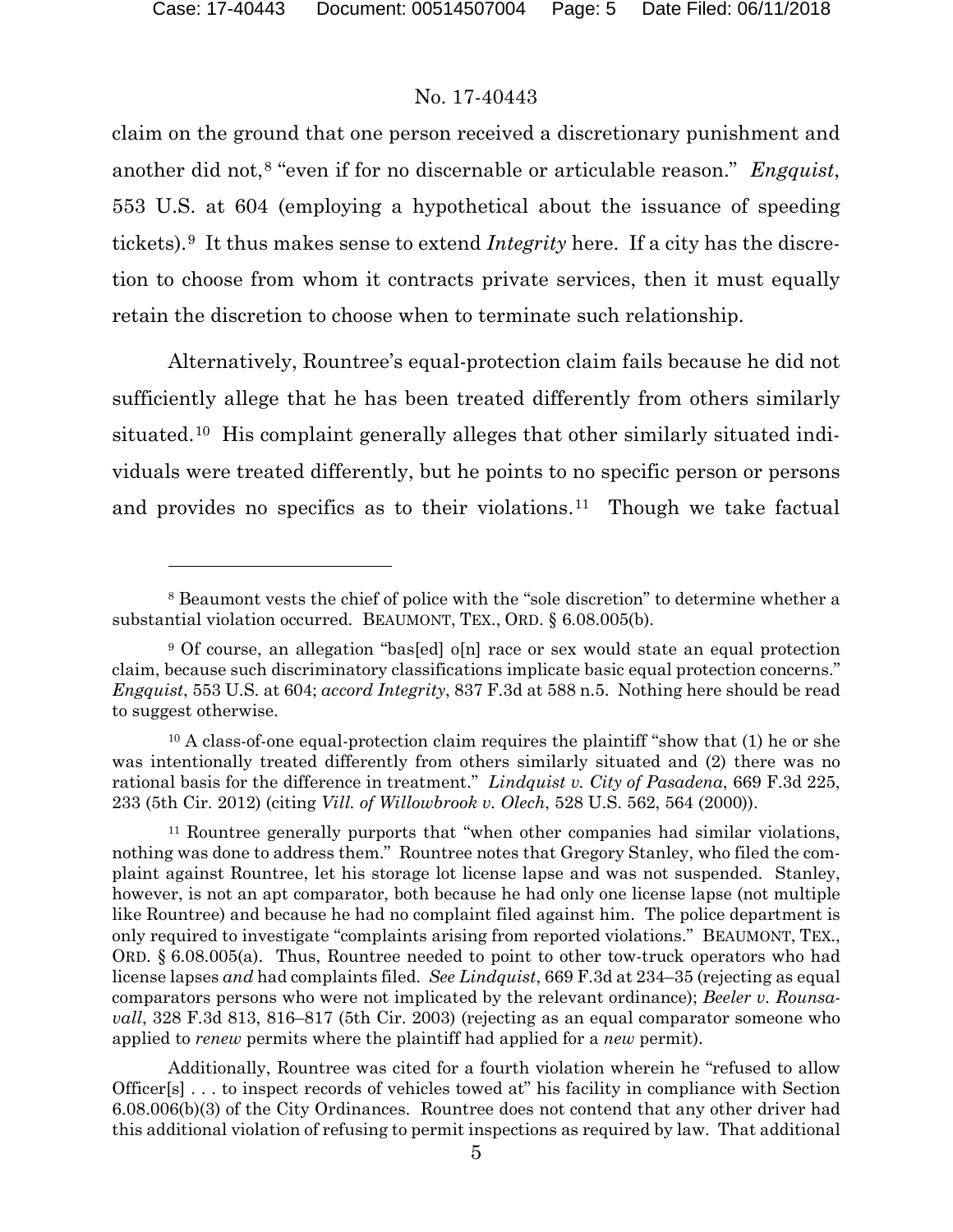claim on the ground that one person received a discretionary punishment and another did not,[8] "even if for no discernable or articulable reason." *Engquist*, 553 U.S. at 604 (employing a hypothetical about the issuance of speeding tickets).[9] It thus makes sense to extend *Integrity* here. If a city has the discretion to choose from whom it contracts private services, then it must equally retain the discretion to choose when to terminate such relationship.

Alternatively, Rountree's equal-protection claim fails because he did not sufficiently allege that he has been treated differently from others similarly situated.[10] His complaint generally alleges that other similarly situated individuals were treated differently, but he points to no specific person or persons and provides no specifics as to their violations.[11] Though we take factual

---

[8] Beaumont vests the chief of police with the "sole discretion" to determine whether a substantial violation occurred. BEAUMONT, TEX., ORD. § 6.08.005(b).

[9] Of course, an allegation "bas[ed] o[n] race or sex would state an equal protection claim, because such discriminatory classifications implicate basic equal protection concerns." *Engquist*, 553 U.S. at 604; *accord Integrity*, 837 F.3d at 588 n.5. Nothing here should be read to suggest otherwise.

[10] A class-of-one equal-protection claim requires the plaintiff "show that (1) he or she was intentionally treated differently from others similarly situated and (2) there was no rational basis for the difference in treatment." *Lindquist v. City of Pasadena*, 669 F.3d 225, 233 (5th Cir. 2012) (citing *Vill. of Willowbrook v. Olech*, 528 U.S. 562, 564 (2000)).

[11] Rountree generally purports that "when other companies had similar violations, nothing was done to address them." Rountree notes that Gregory Stanley, who filed the complaint against Rountree, let his storage lot license lapse and was not suspended. Stanley, however, is not an apt comparator, both because he had only one license lapse (not multiple like Rountree) and because he had no complaint filed against him. The police department is only required to investigate "complaints arising from reported violations." BEAUMONT, TEX., ORD. § 6.08.005(a). Thus, Rountree needed to point to other tow-truck operators who had license lapses *and* had complaints filed. *See Lindquist*, 669 F.3d at 234–35 (rejecting as equal comparators persons who were not implicated by the relevant ordinance); *Beeler v. Rounsavall*, 328 F.3d 813, 816–817 (5th Cir. 2003) (rejecting as an equal comparator someone who applied to *renew* permits where the plaintiff had applied for a *new* permit).

Additionally, Rountree was cited for a fourth violation wherein he "refused to allow Officer[s] . . . to inspect records of vehicles towed at" his facility in compliance with Section 6.08.006(b)(3) of the City Ordinances. Rountree does not contend that any other driver had this additional violation of refusing to permit inspections as required by law. That additional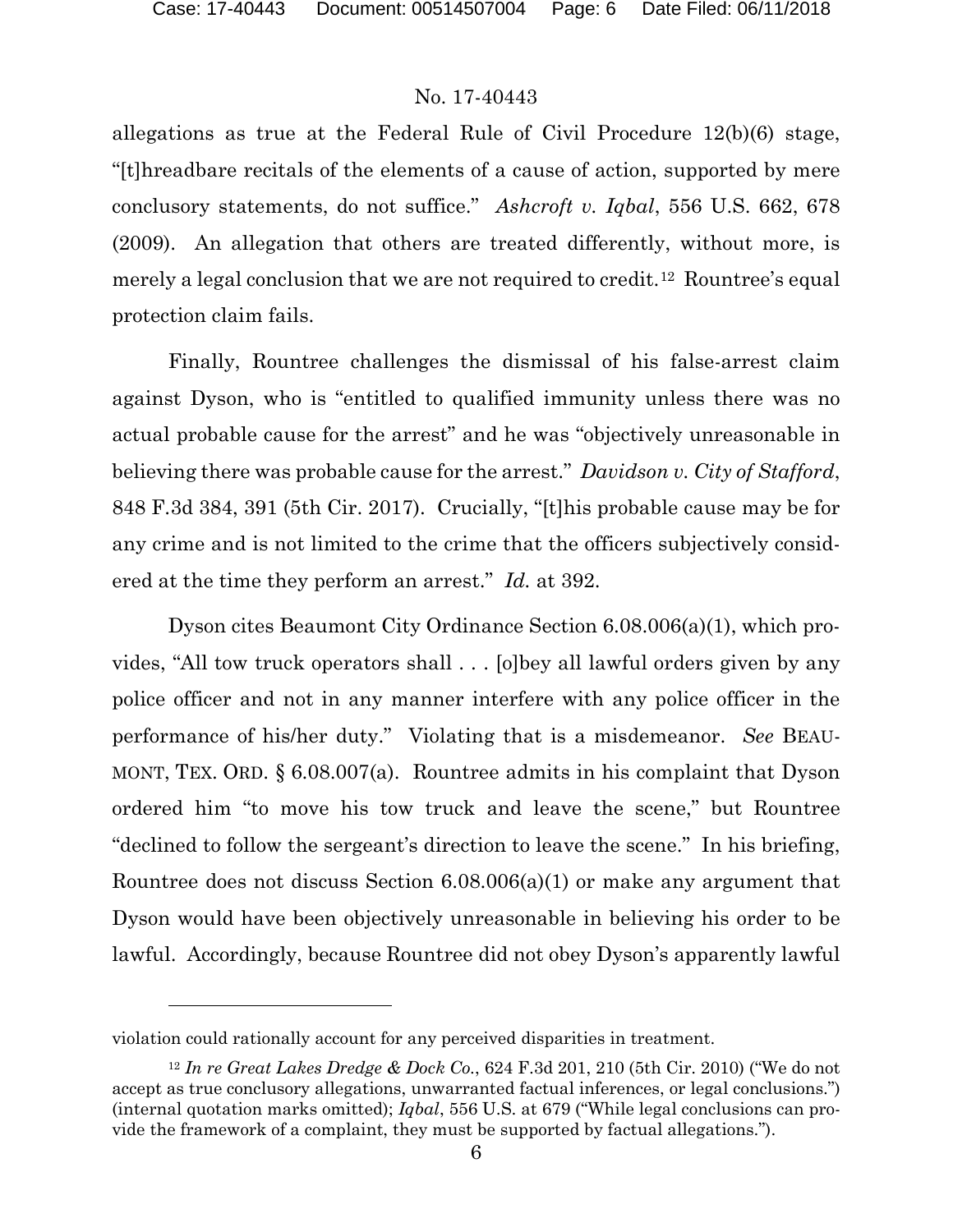allegations as true at the Federal Rule of Civil Procedure 12(b)(6) stage, "[t]hreadbare recitals of the elements of a cause of action, supported by mere conclusory statements, do not suffice." *Ashcroft v. Iqbal*, 556 U.S. 662, 678 (2009). An allegation that others are treated differently, without more, is merely a legal conclusion that we are not required to credit.[12] Rountree's equal protection claim fails.

Finally, Rountree challenges the dismissal of his false-arrest claim against Dyson, who is "entitled to qualified immunity unless there was no actual probable cause for the arrest" and he was "objectively unreasonable in believing there was probable cause for the arrest." *Davidson v. City of Stafford*, 848 F.3d 384, 391 (5th Cir. 2017). Crucially, "[t]his probable cause may be for any crime and is not limited to the crime that the officers subjectively considered at the time they perform an arrest." *Id.* at 392.

Dyson cites Beaumont City Ordinance Section 6.08.006(a)(1), which provides, "All tow truck operators shall . . . [o]bey all lawful orders given by any police officer and not in any manner interfere with any police officer in the performance of his/her duty." Violating that is a misdemeanor. *See* BEAUMONT, TEX. ORD. § 6.08.007(a). Rountree admits in his complaint that Dyson ordered him "to move his tow truck and leave the scene," but Rountree "declined to follow the sergeant's direction to leave the scene." In his briefing, Rountree does not discuss Section 6.08.006(a)(1) or make any argument that Dyson would have been objectively unreasonable in believing his order to be lawful. Accordingly, because Rountree did not obey Dyson's apparently lawful

---

violation could rationally account for any perceived disparities in treatment.

[12] *In re Great Lakes Dredge & Dock Co.*, 624 F.3d 201, 210 (5th Cir. 2010) ("We do not accept as true conclusory allegations, unwarranted factual inferences, or legal conclusions.") (internal quotation marks omitted); *Iqbal*, 556 U.S. at 679 ("While legal conclusions can provide the framework of a complaint, they must be supported by factual allegations.").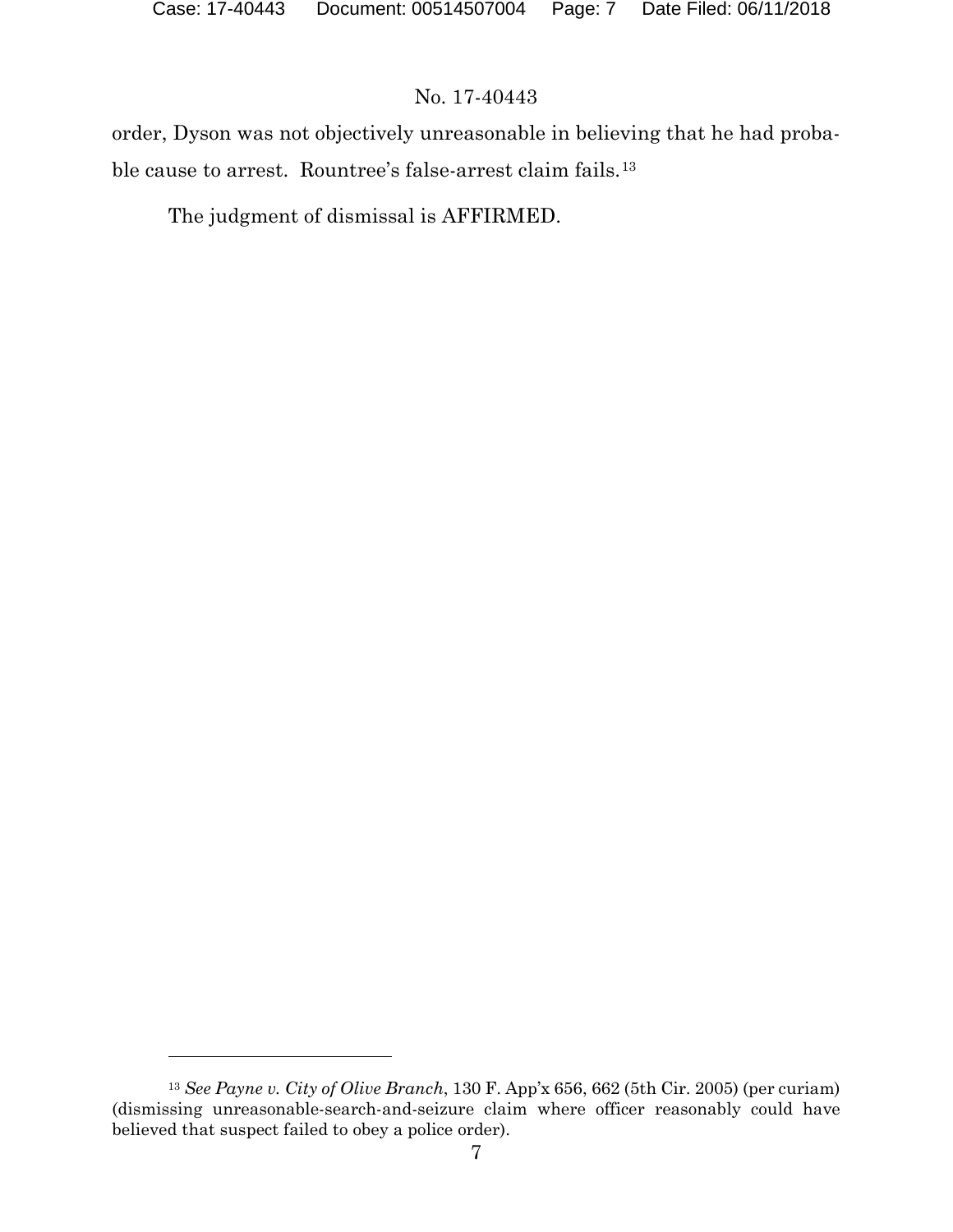order, Dyson was not objectively unreasonable in believing that he had probable cause to arrest. Rountree's false-arrest claim fails.[13]

The judgment of dismissal is AFFIRMED.

---

[13] *See Payne v. City of Olive Branch*, 130 F. App'x 656, 662 (5th Cir. 2005) (per curiam) (dismissing unreasonable-search-and-seizure claim where officer reasonably could have believed that suspect failed to obey a police order).